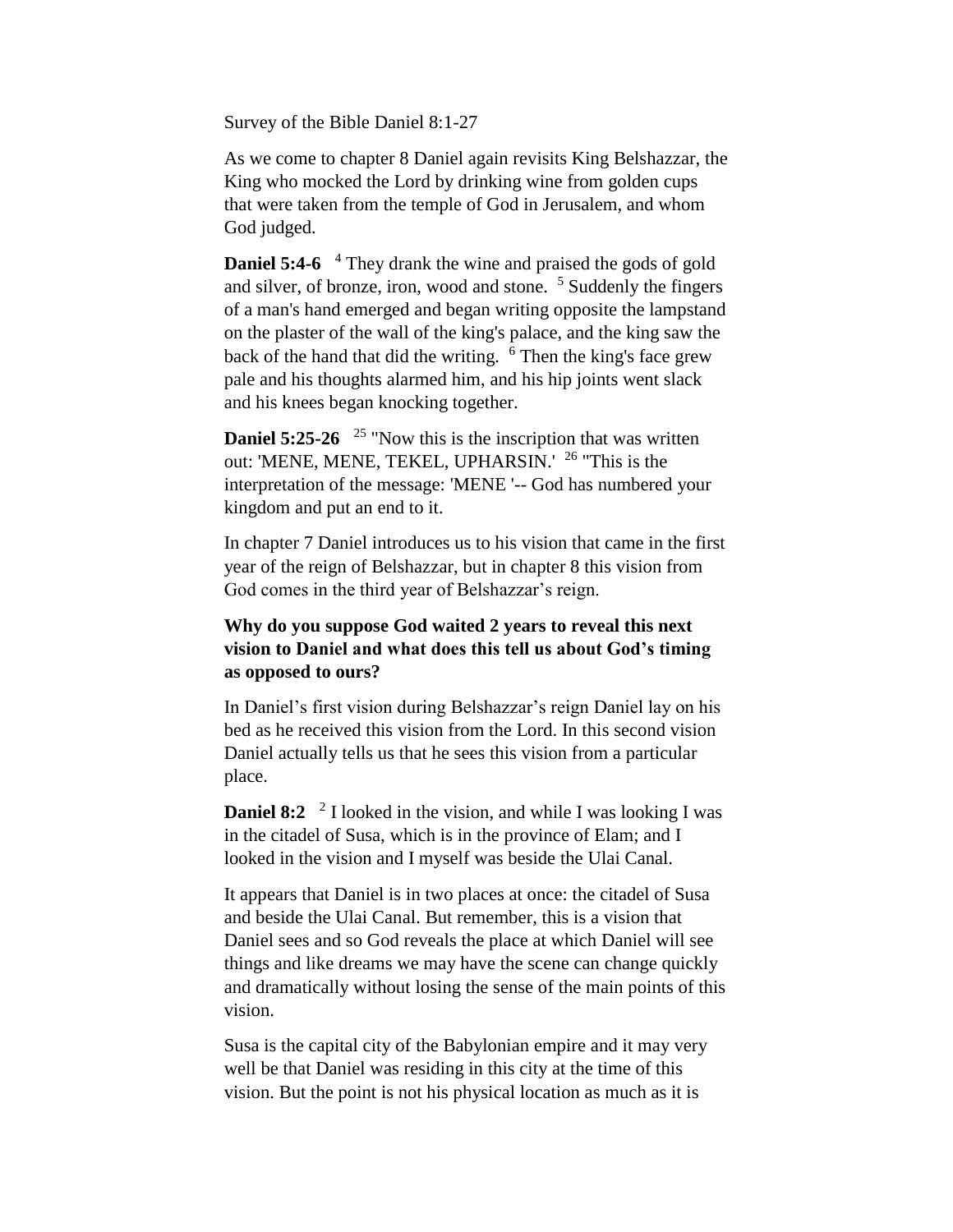Survey of the Bible Daniel 8:1-27

As we come to chapter 8 Daniel again revisits King Belshazzar, the King who mocked the Lord by drinking wine from golden cups that were taken from the temple of God in Jerusalem, and whom God judged.

**Daniel 5:4-6** [4] They drank the wine and praised the gods of gold and silver, of bronze, iron, wood and stone. [5] Suddenly the fingers of a man's hand emerged and began writing opposite the lampstand on the plaster of the wall of the king's palace, and the king saw the back of the hand that did the writing. [6] Then the king's face grew pale and his thoughts alarmed him, and his hip joints went slack and his knees began knocking together.

**Daniel 5:25-26** [25] "Now this is the inscription that was written out: 'MENE, MENE, TEKEL, UPHARSIN.' [26] "This is the interpretation of the message: 'MENE '-- God has numbered your kingdom and put an end to it.

In chapter 7 Daniel introduces us to his vision that came in the first year of the reign of Belshazzar, but in chapter 8 this vision from God comes in the third year of Belshazzar's reign.

**Why do you suppose God waited 2 years to reveal this next vision to Daniel and what does this tell us about God's timing as opposed to ours?**

In Daniel's first vision during Belshazzar's reign Daniel lay on his bed as he received this vision from the Lord. In this second vision Daniel actually tells us that he sees this vision from a particular place.

**Daniel 8:2** [2] I looked in the vision, and while I was looking I was in the citadel of Susa, which is in the province of Elam; and I looked in the vision and I myself was beside the Ulai Canal.

It appears that Daniel is in two places at once: the citadel of Susa and beside the Ulai Canal. But remember, this is a vision that Daniel sees and so God reveals the place at which Daniel will see things and like dreams we may have the scene can change quickly and dramatically without losing the sense of the main points of this vision.

Susa is the capital city of the Babylonian empire and it may very well be that Daniel was residing in this city at the time of this vision. But the point is not his physical location as much as it is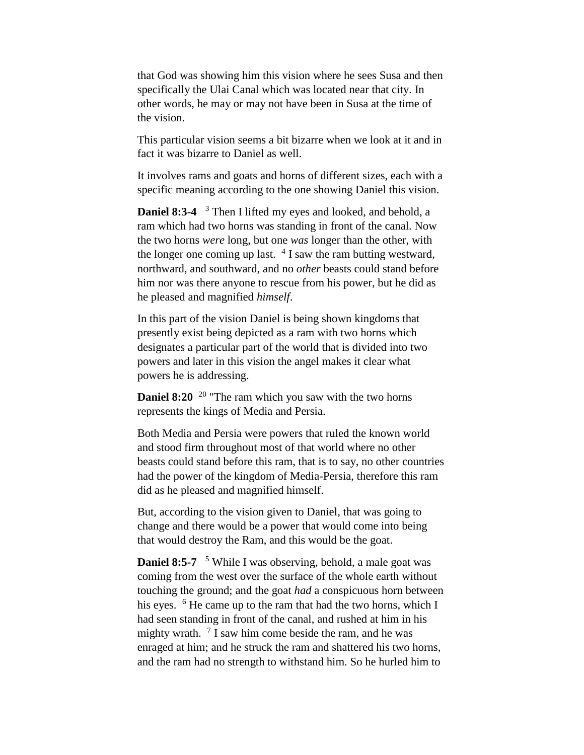that God was showing him this vision where he sees Susa and then specifically the Ulai Canal which was located near that city. In other words, he may or may not have been in Susa at the time of the vision.

This particular vision seems a bit bizarre when we look at it and in fact it was bizarre to Daniel as well.

It involves rams and goats and horns of different sizes, each with a specific meaning according to the one showing Daniel this vision.

**Daniel 8:3-4** [3] Then I lifted my eyes and looked, and behold, a ram which had two horns was standing in front of the canal. Now the two horns *were* long, but one *was* longer than the other, with the longer one coming up last. [4] I saw the ram butting westward, northward, and southward, and no *other* beasts could stand before him nor was there anyone to rescue from his power, but he did as he pleased and magnified *himself*.

In this part of the vision Daniel is being shown kingdoms that presently exist being depicted as a ram with two horns which designates a particular part of the world that is divided into two powers and later in this vision the angel makes it clear what powers he is addressing.

**Daniel 8:20** [20] "The ram which you saw with the two horns represents the kings of Media and Persia.

Both Media and Persia were powers that ruled the known world and stood firm throughout most of that world where no other beasts could stand before this ram, that is to say, no other countries had the power of the kingdom of Media-Persia, therefore this ram did as he pleased and magnified himself.

But, according to the vision given to Daniel, that was going to change and there would be a power that would come into being that would destroy the Ram, and this would be the goat.

**Daniel 8:5-7** [5] While I was observing, behold, a male goat was coming from the west over the surface of the whole earth without touching the ground; and the goat *had* a conspicuous horn between his eyes. [6] He came up to the ram that had the two horns, which I had seen standing in front of the canal, and rushed at him in his mighty wrath. [7] I saw him come beside the ram, and he was enraged at him; and he struck the ram and shattered his two horns, and the ram had no strength to withstand him. So he hurled him to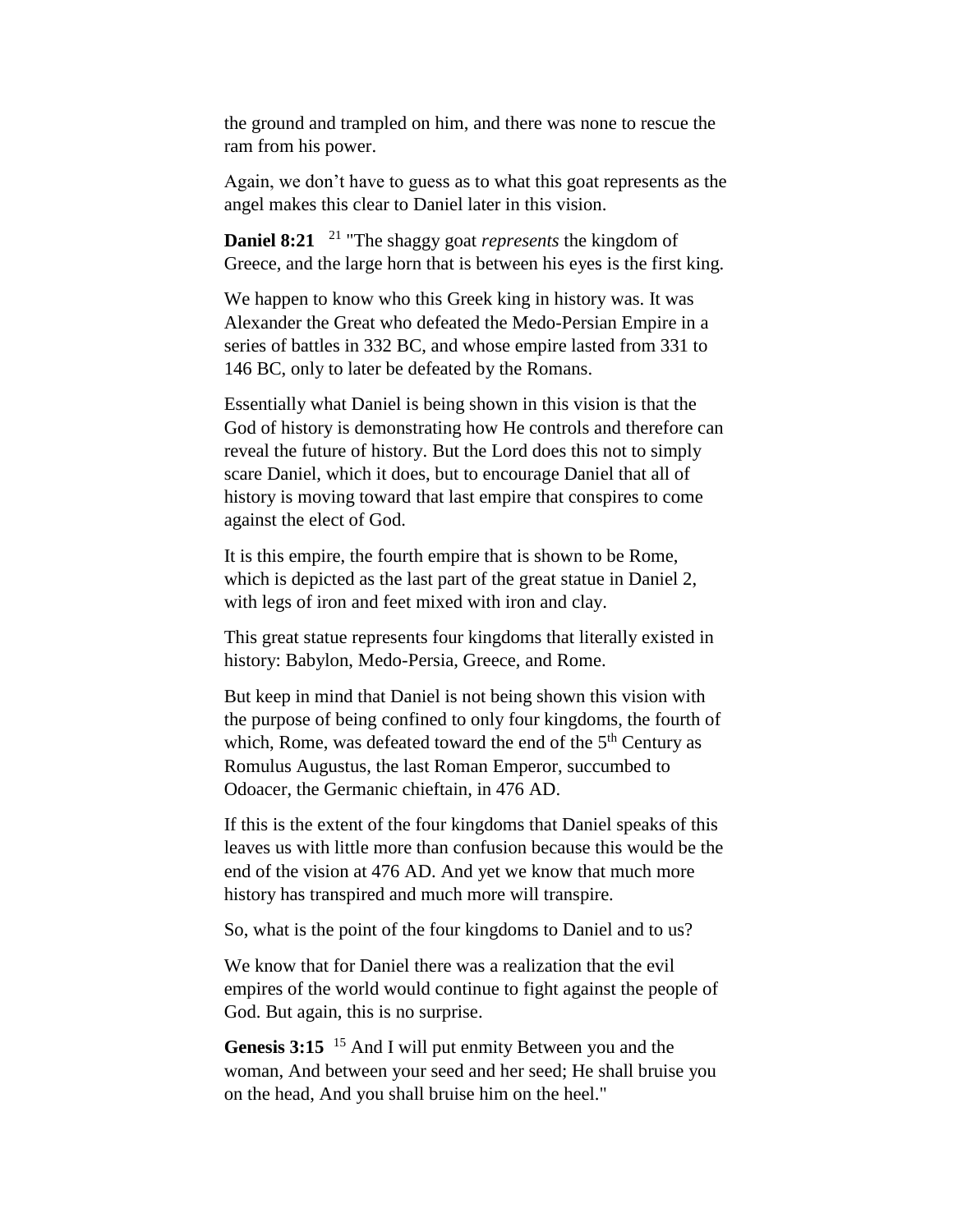the ground and trampled on him, and there was none to rescue the ram from his power.

Again, we don't have to guess as to what this goat represents as the angel makes this clear to Daniel later in this vision.

**Daniel 8:21** [21] "The shaggy goat *represents* the kingdom of Greece, and the large horn that is between his eyes is the first king.

We happen to know who this Greek king in history was. It was Alexander the Great who defeated the Medo-Persian Empire in a series of battles in 332 BC, and whose empire lasted from 331 to 146 BC, only to later be defeated by the Romans.

Essentially what Daniel is being shown in this vision is that the God of history is demonstrating how He controls and therefore can reveal the future of history. But the Lord does this not to simply scare Daniel, which it does, but to encourage Daniel that all of history is moving toward that last empire that conspires to come against the elect of God.

It is this empire, the fourth empire that is shown to be Rome, which is depicted as the last part of the great statue in Daniel 2, with legs of iron and feet mixed with iron and clay.

This great statue represents four kingdoms that literally existed in history: Babylon, Medo-Persia, Greece, and Rome.

But keep in mind that Daniel is not being shown this vision with the purpose of being confined to only four kingdoms, the fourth of which, Rome, was defeated toward the end of the 5th Century as Romulus Augustus, the last Roman Emperor, succumbed to Odoacer, the Germanic chieftain, in 476 AD.

If this is the extent of the four kingdoms that Daniel speaks of this leaves us with little more than confusion because this would be the end of the vision at 476 AD. And yet we know that much more history has transpired and much more will transpire.

So, what is the point of the four kingdoms to Daniel and to us?

We know that for Daniel there was a realization that the evil empires of the world would continue to fight against the people of God. But again, this is no surprise.

**Genesis 3:15** [15] And I will put enmity Between you and the woman, And between your seed and her seed; He shall bruise you on the head, And you shall bruise him on the heel."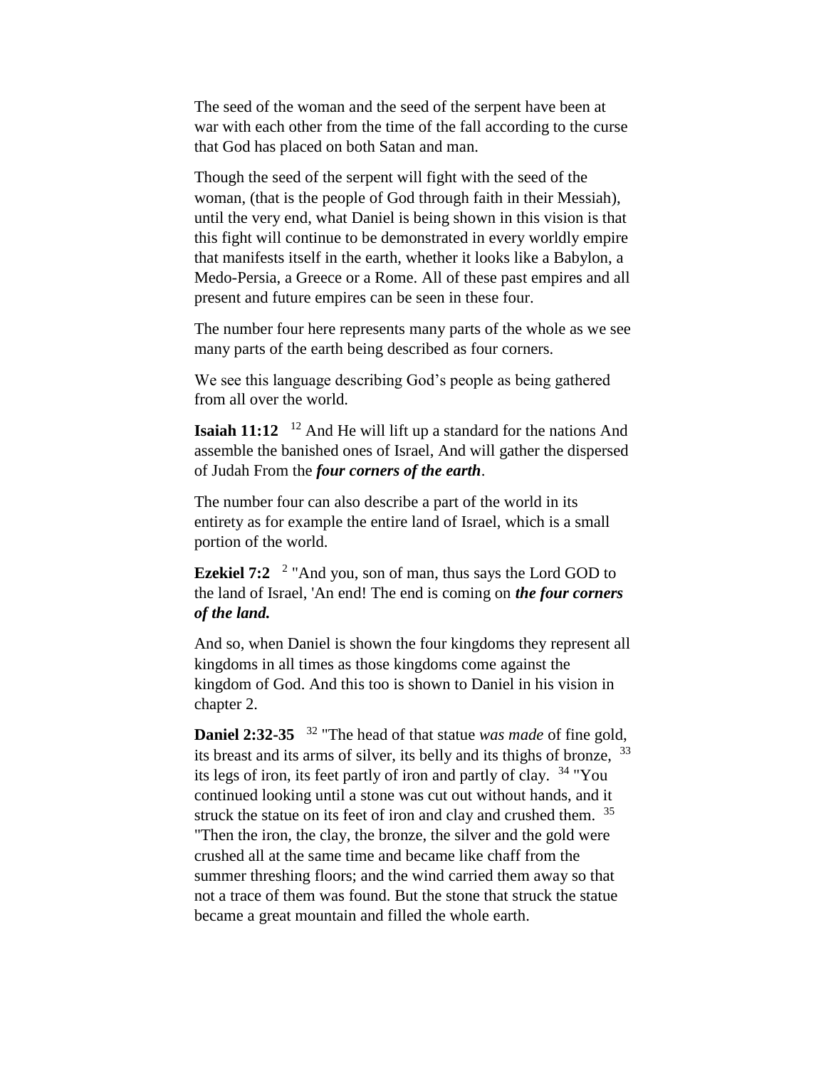The seed of the woman and the seed of the serpent have been at war with each other from the time of the fall according to the curse that God has placed on both Satan and man.

Though the seed of the serpent will fight with the seed of the woman, (that is the people of God through faith in their Messiah), until the very end, what Daniel is being shown in this vision is that this fight will continue to be demonstrated in every worldly empire that manifests itself in the earth, whether it looks like a Babylon, a Medo-Persia, a Greece or a Rome. All of these past empires and all present and future empires can be seen in these four.

The number four here represents many parts of the whole as we see many parts of the earth being described as four corners.

We see this language describing God's people as being gathered from all over the world.

**Isaiah 11:12** [12] And He will lift up a standard for the nations And assemble the banished ones of Israel, And will gather the dispersed of Judah From the ***four corners of the earth***.

The number four can also describe a part of the world in its entirety as for example the entire land of Israel, which is a small portion of the world.

**Ezekiel 7:2** [2] "And you, son of man, thus says the Lord GOD to the land of Israel, 'An end! The end is coming on ***the four corners of the land.***

And so, when Daniel is shown the four kingdoms they represent all kingdoms in all times as those kingdoms come against the kingdom of God. And this too is shown to Daniel in his vision in chapter 2.

**Daniel 2:32-35** [32] "The head of that statue *was made* of fine gold, its breast and its arms of silver, its belly and its thighs of bronze, [33] its legs of iron, its feet partly of iron and partly of clay. [34] "You continued looking until a stone was cut out without hands, and it struck the statue on its feet of iron and clay and crushed them. [35] "Then the iron, the clay, the bronze, the silver and the gold were crushed all at the same time and became like chaff from the summer threshing floors; and the wind carried them away so that not a trace of them was found. But the stone that struck the statue became a great mountain and filled the whole earth.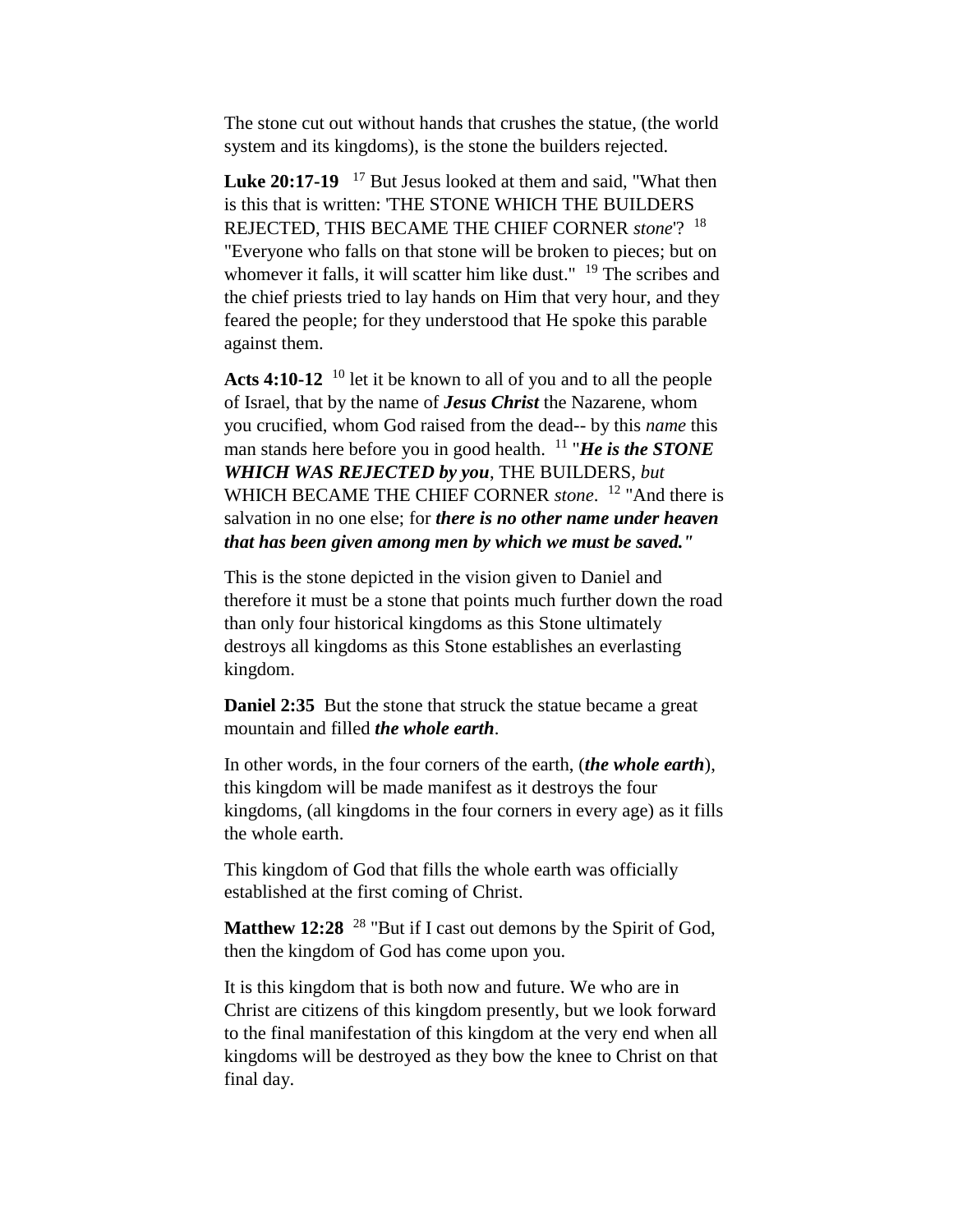The stone cut out without hands that crushes the statue, (the world system and its kingdoms), is the stone the builders rejected.

**Luke 20:17-19** [17] But Jesus looked at them and said, "What then is this that is written: 'THE STONE WHICH THE BUILDERS REJECTED, THIS BECAME THE CHIEF CORNER *stone*'? [18] "Everyone who falls on that stone will be broken to pieces; but on whomever it falls, it will scatter him like dust." [19] The scribes and the chief priests tried to lay hands on Him that very hour, and they feared the people; for they understood that He spoke this parable against them.

**Acts 4:10-12** [10] let it be known to all of you and to all the people of Israel, that by the name of ***Jesus Christ*** the Nazarene, whom you crucified, whom God raised from the dead-- by this *name* this man stands here before you in good health. [11] "***He is the STONE WHICH WAS REJECTED by you***, THE BUILDERS, *but* WHICH BECAME THE CHIEF CORNER *stone*. [12] "And there is salvation in no one else; for ***there is no other name under heaven that has been given among men by which we must be saved."***

This is the stone depicted in the vision given to Daniel and therefore it must be a stone that points much further down the road than only four historical kingdoms as this Stone ultimately destroys all kingdoms as this Stone establishes an everlasting kingdom.

**Daniel 2:35** But the stone that struck the statue became a great mountain and filled ***the whole earth***.

In other words, in the four corners of the earth, (***the whole earth***), this kingdom will be made manifest as it destroys the four kingdoms, (all kingdoms in the four corners in every age) as it fills the whole earth.

This kingdom of God that fills the whole earth was officially established at the first coming of Christ.

**Matthew 12:28** [28] "But if I cast out demons by the Spirit of God, then the kingdom of God has come upon you.

It is this kingdom that is both now and future. We who are in Christ are citizens of this kingdom presently, but we look forward to the final manifestation of this kingdom at the very end when all kingdoms will be destroyed as they bow the knee to Christ on that final day.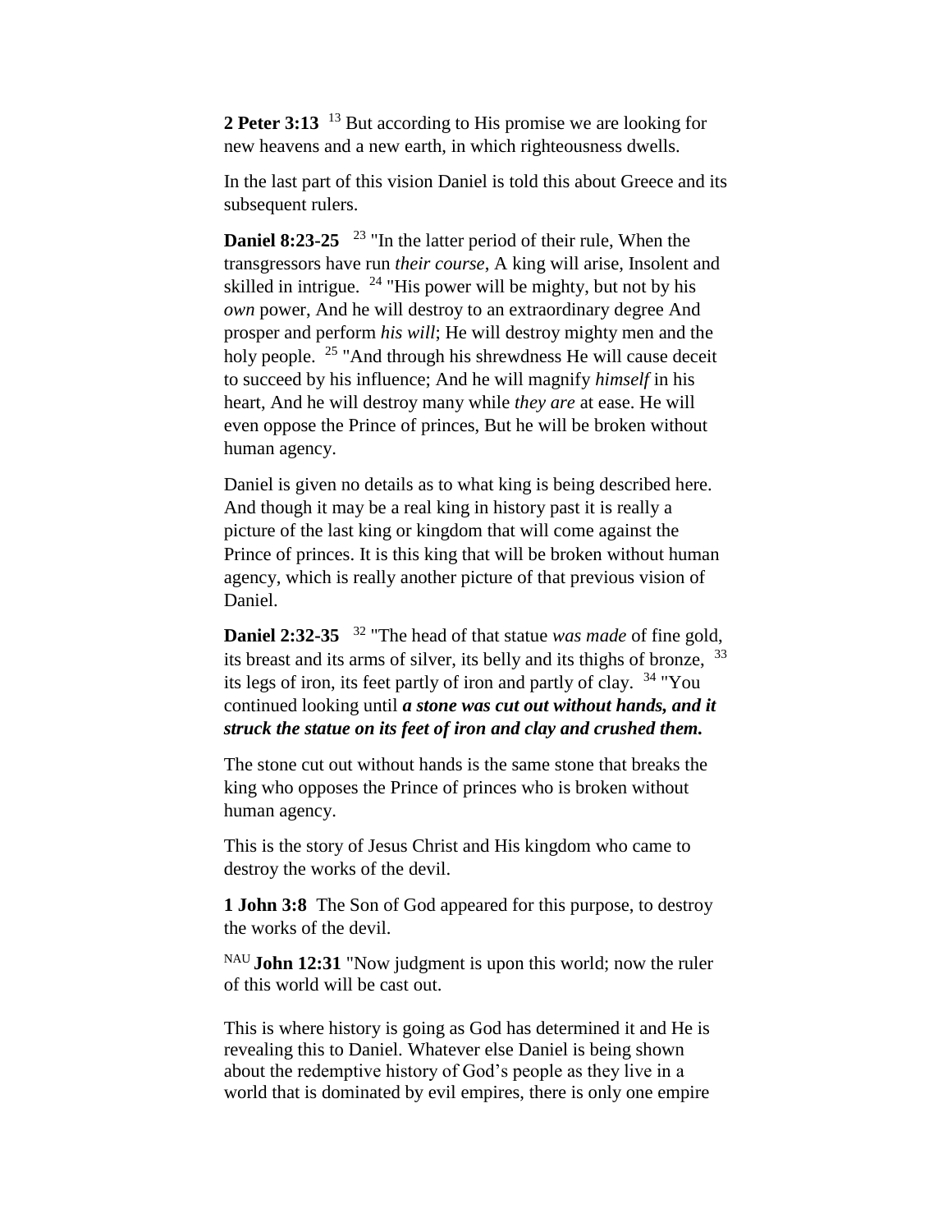**2 Peter 3:13** [13] But according to His promise we are looking for new heavens and a new earth, in which righteousness dwells.

In the last part of this vision Daniel is told this about Greece and its subsequent rulers.

**Daniel 8:23-25** [23] "In the latter period of their rule, When the transgressors have run *their course*, A king will arise, Insolent and skilled in intrigue. [24] "His power will be mighty, but not by his *own* power, And he will destroy to an extraordinary degree And prosper and perform *his will*; He will destroy mighty men and the holy people. [25] "And through his shrewdness He will cause deceit to succeed by his influence; And he will magnify *himself* in his heart, And he will destroy many while *they are* at ease. He will even oppose the Prince of princes, But he will be broken without human agency.

Daniel is given no details as to what king is being described here. And though it may be a real king in history past it is really a picture of the last king or kingdom that will come against the Prince of princes. It is this king that will be broken without human agency, which is really another picture of that previous vision of Daniel.

**Daniel 2:32-35** [32] "The head of that statue *was made* of fine gold, its breast and its arms of silver, its belly and its thighs of bronze, [33] its legs of iron, its feet partly of iron and partly of clay. [34] "You continued looking until ***a stone was cut out without hands, and it struck the statue on its feet of iron and clay and crushed them.***

The stone cut out without hands is the same stone that breaks the king who opposes the Prince of princes who is broken without human agency.

This is the story of Jesus Christ and His kingdom who came to destroy the works of the devil.

**1 John 3:8** The Son of God appeared for this purpose, to destroy the works of the devil.

NAU **John 12:31** "Now judgment is upon this world; now the ruler of this world will be cast out.

This is where history is going as God has determined it and He is revealing this to Daniel. Whatever else Daniel is being shown about the redemptive history of God's people as they live in a world that is dominated by evil empires, there is only one empire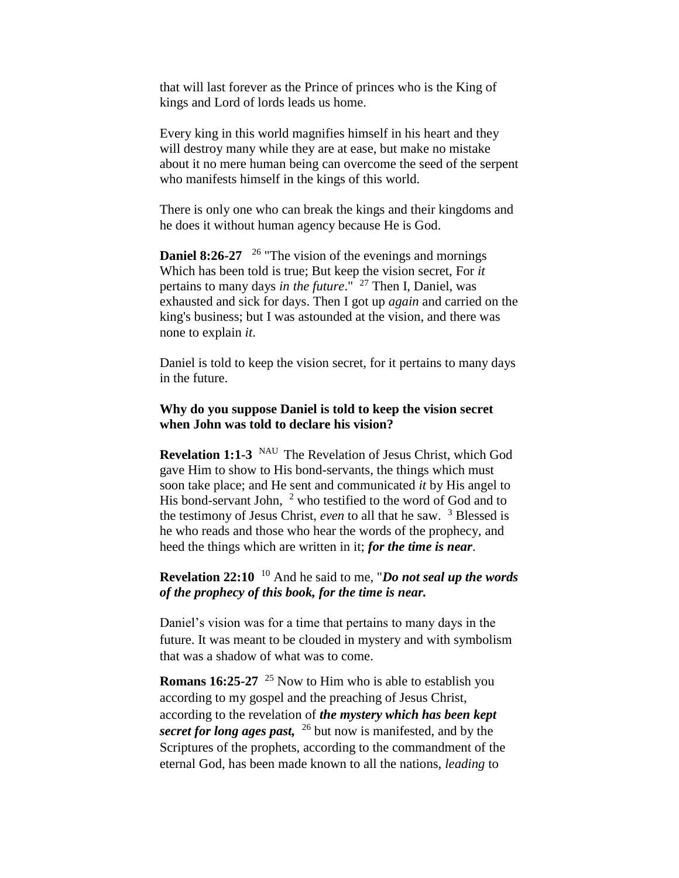that will last forever as the Prince of princes who is the King of kings and Lord of lords leads us home.

Every king in this world magnifies himself in his heart and they will destroy many while they are at ease, but make no mistake about it no mere human being can overcome the seed of the serpent who manifests himself in the kings of this world.

There is only one who can break the kings and their kingdoms and he does it without human agency because He is God.

**Daniel 8:26-27** [26] "The vision of the evenings and mornings Which has been told is true; But keep the vision secret, For *it* pertains to many days *in the future*." [27] Then I, Daniel, was exhausted and sick for days. Then I got up *again* and carried on the king's business; but I was astounded at the vision, and there was none to explain *it*.

Daniel is told to keep the vision secret, for it pertains to many days in the future.

**Why do you suppose Daniel is told to keep the vision secret when John was told to declare his vision?**

**Revelation 1:1-3** [NAU] The Revelation of Jesus Christ, which God gave Him to show to His bond-servants, the things which must soon take place; and He sent and communicated *it* by His angel to His bond-servant John, [2] who testified to the word of God and to the testimony of Jesus Christ, *even* to all that he saw. [3] Blessed is he who reads and those who hear the words of the prophecy, and heed the things which are written in it; ***for the time is near***.

**Revelation 22:10** [10] And he said to me, "***Do not seal up the words of the prophecy of this book, for the time is near.***

Daniel's vision was for a time that pertains to many days in the future. It was meant to be clouded in mystery and with symbolism that was a shadow of what was to come.

**Romans 16:25-27** [25] Now to Him who is able to establish you according to my gospel and the preaching of Jesus Christ, according to the revelation of ***the mystery which has been kept secret for long ages past,*** [26] but now is manifested, and by the Scriptures of the prophets, according to the commandment of the eternal God, has been made known to all the nations, *leading* to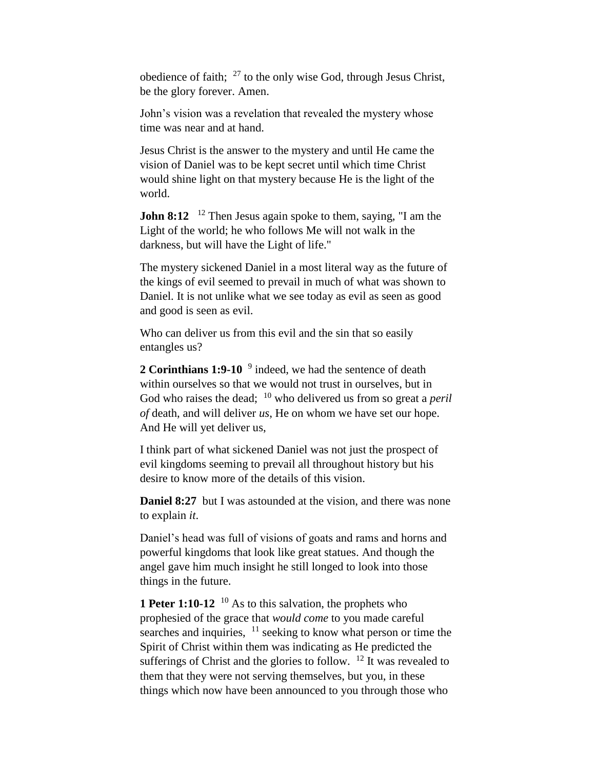obedience of faith; [27] to the only wise God, through Jesus Christ, be the glory forever. Amen.

John's vision was a revelation that revealed the mystery whose time was near and at hand.

Jesus Christ is the answer to the mystery and until He came the vision of Daniel was to be kept secret until which time Christ would shine light on that mystery because He is the light of the world.

**John 8:12** [12] Then Jesus again spoke to them, saying, "I am the Light of the world; he who follows Me will not walk in the darkness, but will have the Light of life."

The mystery sickened Daniel in a most literal way as the future of the kings of evil seemed to prevail in much of what was shown to Daniel. It is not unlike what we see today as evil as seen as good and good is seen as evil.

Who can deliver us from this evil and the sin that so easily entangles us?

**2 Corinthians 1:9-10** [9] indeed, we had the sentence of death within ourselves so that we would not trust in ourselves, but in God who raises the dead; [10] who delivered us from so great a *peril of* death, and will deliver *us*, He on whom we have set our hope. And He will yet deliver us,

I think part of what sickened Daniel was not just the prospect of evil kingdoms seeming to prevail all throughout history but his desire to know more of the details of this vision.

**Daniel 8:27** but I was astounded at the vision, and there was none to explain *it*.

Daniel's head was full of visions of goats and rams and horns and powerful kingdoms that look like great statues. And though the angel gave him much insight he still longed to look into those things in the future.

**1 Peter 1:10-12** [10] As to this salvation, the prophets who prophesied of the grace that *would come* to you made careful searches and inquiries, [11] seeking to know what person or time the Spirit of Christ within them was indicating as He predicted the sufferings of Christ and the glories to follow. [12] It was revealed to them that they were not serving themselves, but you, in these things which now have been announced to you through those who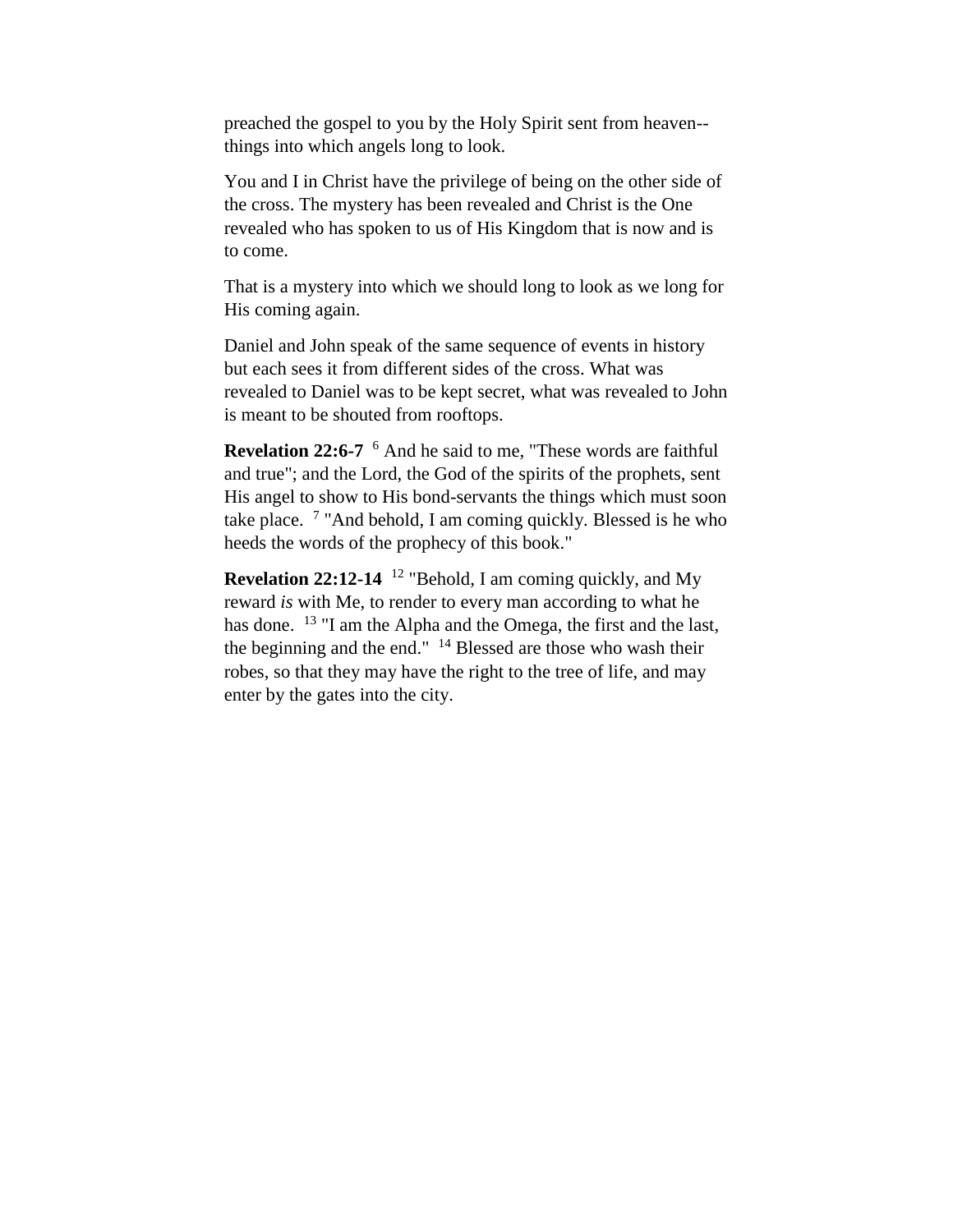preached the gospel to you by the Holy Spirit sent from heaven--things into which angels long to look.

You and I in Christ have the privilege of being on the other side of the cross. The mystery has been revealed and Christ is the One revealed who has spoken to us of His Kingdom that is now and is to come.

That is a mystery into which we should long to look as we long for His coming again.

Daniel and John speak of the same sequence of events in history but each sees it from different sides of the cross. What was revealed to Daniel was to be kept secret, what was revealed to John is meant to be shouted from rooftops.

**Revelation 22:6-7** [6] And he said to me, "These words are faithful and true"; and the Lord, the God of the spirits of the prophets, sent His angel to show to His bond-servants the things which must soon take place. [7] "And behold, I am coming quickly. Blessed is he who heeds the words of the prophecy of this book."

**Revelation 22:12-14** [12] "Behold, I am coming quickly, and My reward *is* with Me, to render to every man according to what he has done. [13] "I am the Alpha and the Omega, the first and the last, the beginning and the end." [14] Blessed are those who wash their robes, so that they may have the right to the tree of life, and may enter by the gates into the city.